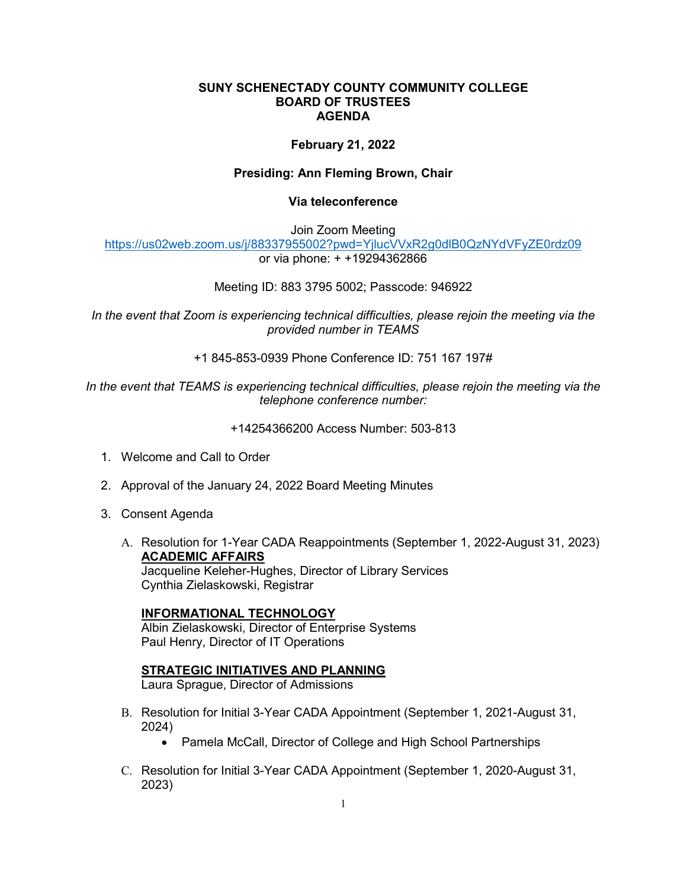**SUNY SCHENECTADY COUNTY COMMUNITY COLLEGE**
**BOARD OF TRUSTEES**
**AGENDA**

**February 21, 2022**

**Presiding: Ann Fleming Brown, Chair**

**Via teleconference**

Join Zoom Meeting
https://us02web.zoom.us/j/88337955002?pwd=YjlucVVxR2g0dlB0QzNYdVFyZE0rdz09
or via phone: + +19294362866

Meeting ID: 883 3795 5002; Passcode: 946922

*In the event that Zoom is experiencing technical difficulties, please rejoin the meeting via the provided number in TEAMS*

+1 845-853-0939 Phone Conference ID: 751 167 197#

*In the event that TEAMS is experiencing technical difficulties, please rejoin the meeting via the telephone conference number:*

+14254366200 Access Number: 503-813

1. Welcome and Call to Order

2. Approval of the January 24, 2022 Board Meeting Minutes

3. Consent Agenda

   A. Resolution for 1-Year CADA Reappointments (September 1, 2022-August 31, 2023)
      **ACADEMIC AFFAIRS**
      Jacqueline Keleher-Hughes, Director of Library Services
      Cynthia Zielaskowski, Registrar

      **INFORMATIONAL TECHNOLOGY**
      Albin Zielaskowski, Director of Enterprise Systems
      Paul Henry, Director of IT Operations

      **STRATEGIC INITIATIVES AND PLANNING**
      Laura Sprague, Director of Admissions

   B. Resolution for Initial 3-Year CADA Appointment (September 1, 2021-August 31, 2024)
      - Pamela McCall, Director of College and High School Partnerships

   C. Resolution for Initial 3-Year CADA Appointment (September 1, 2020-August 31, 2023)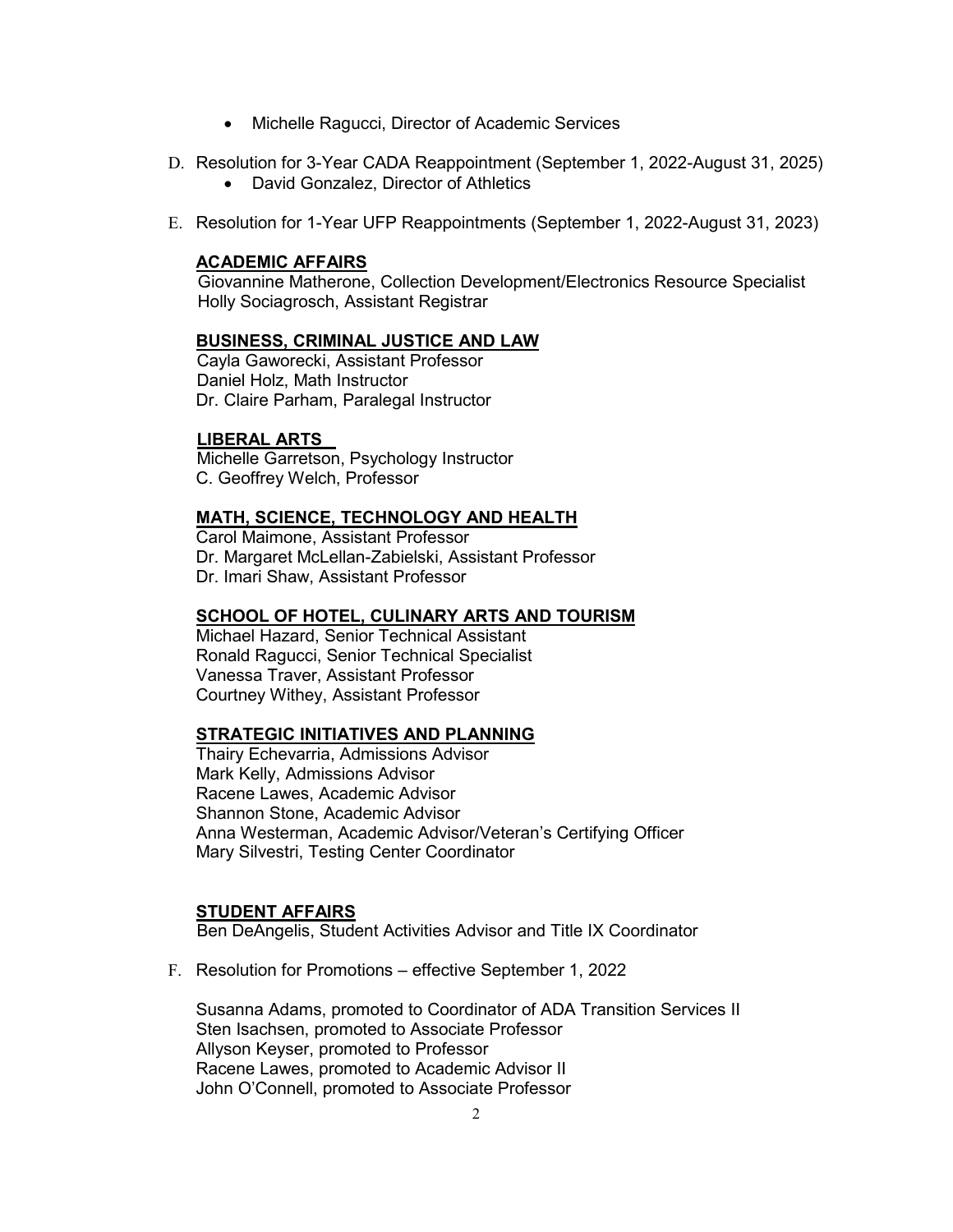- Michelle Ragucci, Director of Academic Services

D. Resolution for 3-Year CADA Reappointment (September 1, 2022-August 31, 2025)
   - David Gonzalez, Director of Athletics

E. Resolution for 1-Year UFP Reappointments (September 1, 2022-August 31, 2023)

**ACADEMIC AFFAIRS**
Giovannine Matherone, Collection Development/Electronics Resource Specialist
Holly Sociagrosch, Assistant Registrar

**BUSINESS, CRIMINAL JUSTICE AND LAW**
Cayla Gaworecki, Assistant Professor
Daniel Holz, Math Instructor
Dr. Claire Parham, Paralegal Instructor

**LIBERAL ARTS**
Michelle Garretson, Psychology Instructor
C. Geoffrey Welch, Professor

**MATH, SCIENCE, TECHNOLOGY AND HEALTH**
Carol Maimone, Assistant Professor
Dr. Margaret McLellan-Zabielski, Assistant Professor
Dr. Imari Shaw, Assistant Professor

**SCHOOL OF HOTEL, CULINARY ARTS AND TOURISM**
Michael Hazard, Senior Technical Assistant
Ronald Ragucci, Senior Technical Specialist
Vanessa Traver, Assistant Professor
Courtney Withey, Assistant Professor

**STRATEGIC INITIATIVES AND PLANNING**
Thairy Echevarria, Admissions Advisor
Mark Kelly, Admissions Advisor
Racene Lawes, Academic Advisor
Shannon Stone, Academic Advisor
Anna Westerman, Academic Advisor/Veteran's Certifying Officer
Mary Silvestri, Testing Center Coordinator

**STUDENT AFFAIRS**
Ben DeAngelis, Student Activities Advisor and Title IX Coordinator

F. Resolution for Promotions – effective September 1, 2022

Susanna Adams, promoted to Coordinator of ADA Transition Services II
Sten Isachsen, promoted to Associate Professor
Allyson Keyser, promoted to Professor
Racene Lawes, promoted to Academic Advisor II
John O'Connell, promoted to Associate Professor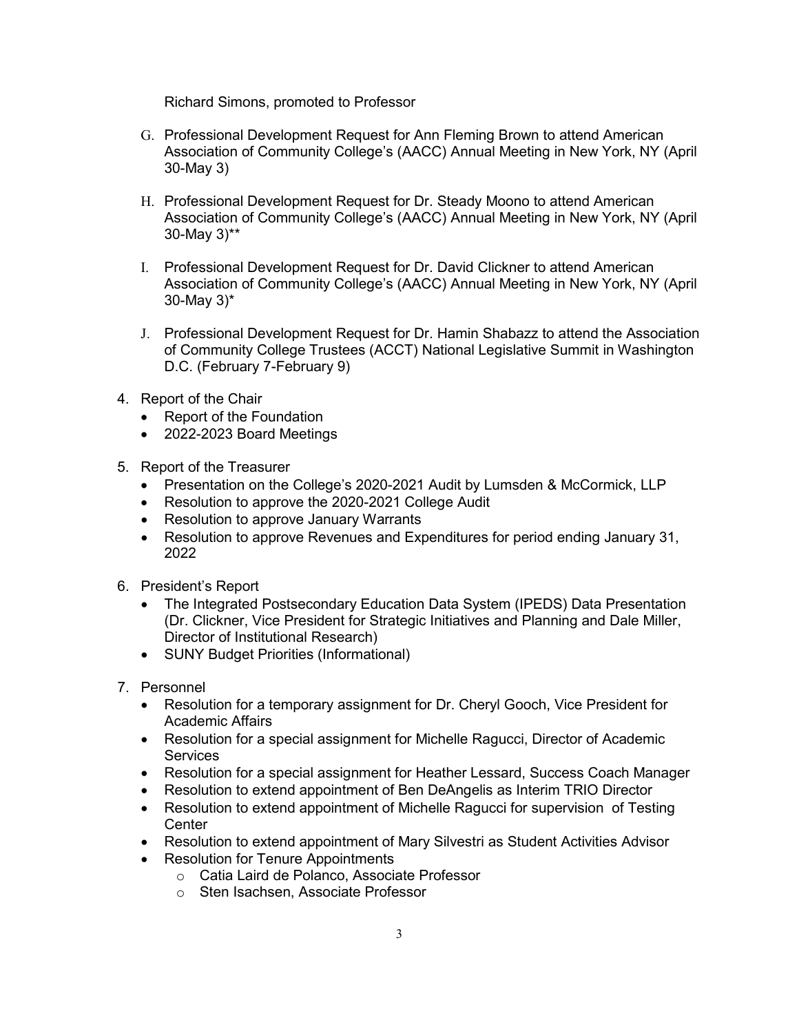Richard Simons, promoted to Professor

G. Professional Development Request for Ann Fleming Brown to attend American Association of Community College's (AACC) Annual Meeting in New York, NY (April 30-May 3)

H. Professional Development Request for Dr. Steady Moono to attend American Association of Community College's (AACC) Annual Meeting in New York, NY (April 30-May 3)**

I. Professional Development Request for Dr. David Clickner to attend American Association of Community College's (AACC) Annual Meeting in New York, NY (April 30-May 3)*

J. Professional Development Request for Dr. Hamin Shabazz to attend the Association of Community College Trustees (ACCT) National Legislative Summit in Washington D.C. (February 7-February 9)

4. Report of the Chair
   - Report of the Foundation
   - 2022-2023 Board Meetings

5. Report of the Treasurer
   - Presentation on the College's 2020-2021 Audit by Lumsden & McCormick, LLP
   - Resolution to approve the 2020-2021 College Audit
   - Resolution to approve January Warrants
   - Resolution to approve Revenues and Expenditures for period ending January 31, 2022

6. President's Report
   - The Integrated Postsecondary Education Data System (IPEDS) Data Presentation (Dr. Clickner, Vice President for Strategic Initiatives and Planning and Dale Miller, Director of Institutional Research)
   - SUNY Budget Priorities (Informational)

7. Personnel
   - Resolution for a temporary assignment for Dr. Cheryl Gooch, Vice President for Academic Affairs
   - Resolution for a special assignment for Michelle Ragucci, Director of Academic Services
   - Resolution for a special assignment for Heather Lessard, Success Coach Manager
   - Resolution to extend appointment of Ben DeAngelis as Interim TRIO Director
   - Resolution to extend appointment of Michelle Ragucci for supervision of Testing Center
   - Resolution to extend appointment of Mary Silvestri as Student Activities Advisor
   - Resolution for Tenure Appointments
     - Catia Laird de Polanco, Associate Professor
     - Sten Isachsen, Associate Professor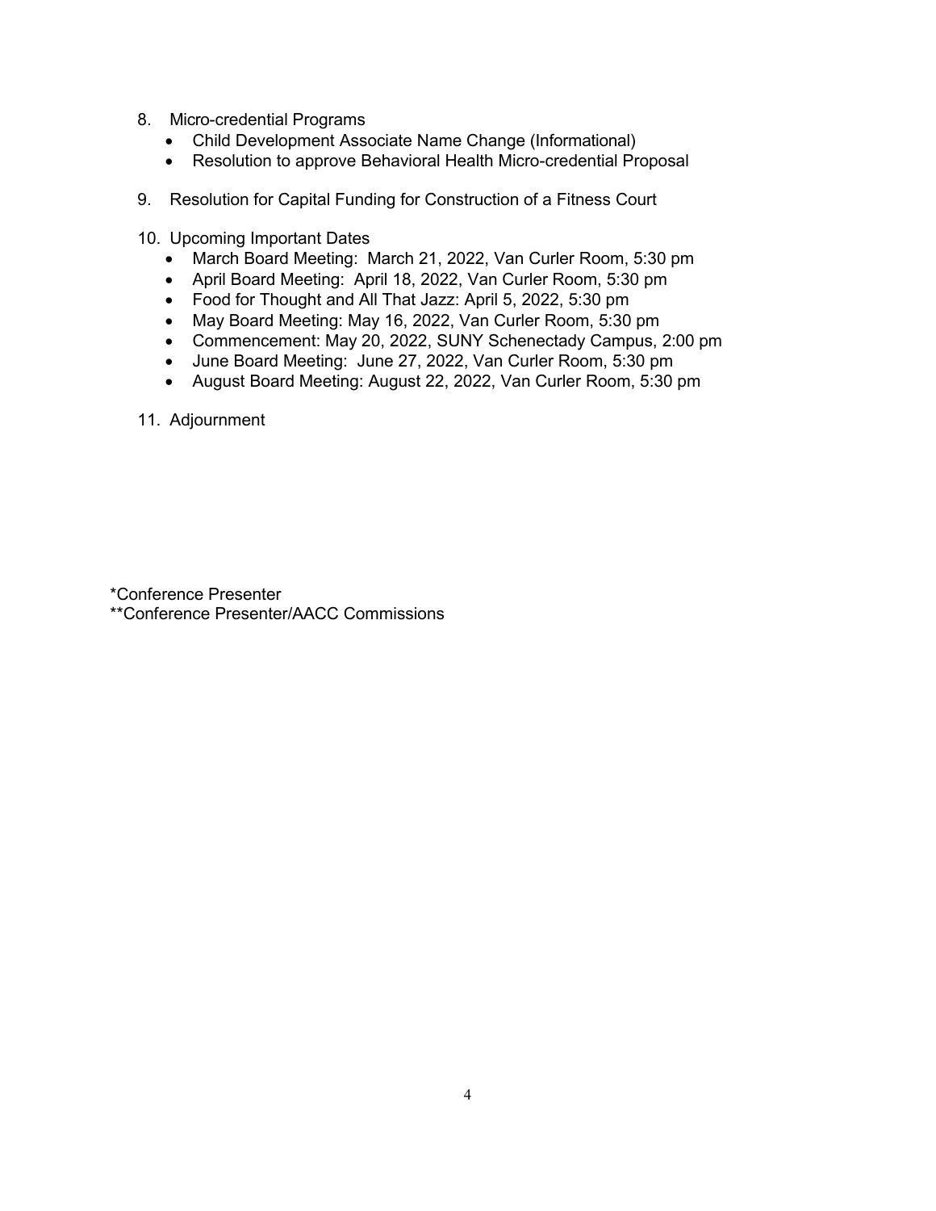8. Micro-credential Programs
   - Child Development Associate Name Change (Informational)
   - Resolution to approve Behavioral Health Micro-credential Proposal

9. Resolution for Capital Funding for Construction of a Fitness Court

10. Upcoming Important Dates
    - March Board Meeting: March 21, 2022, Van Curler Room, 5:30 pm
    - April Board Meeting: April 18, 2022, Van Curler Room, 5:30 pm
    - Food for Thought and All That Jazz: April 5, 2022, 5:30 pm
    - May Board Meeting: May 16, 2022, Van Curler Room, 5:30 pm
    - Commencement: May 20, 2022, SUNY Schenectady Campus, 2:00 pm
    - June Board Meeting: June 27, 2022, Van Curler Room, 5:30 pm
    - August Board Meeting: August 22, 2022, Van Curler Room, 5:30 pm

11. Adjournment

*Conference Presenter
**Conference Presenter/AACC Commissions